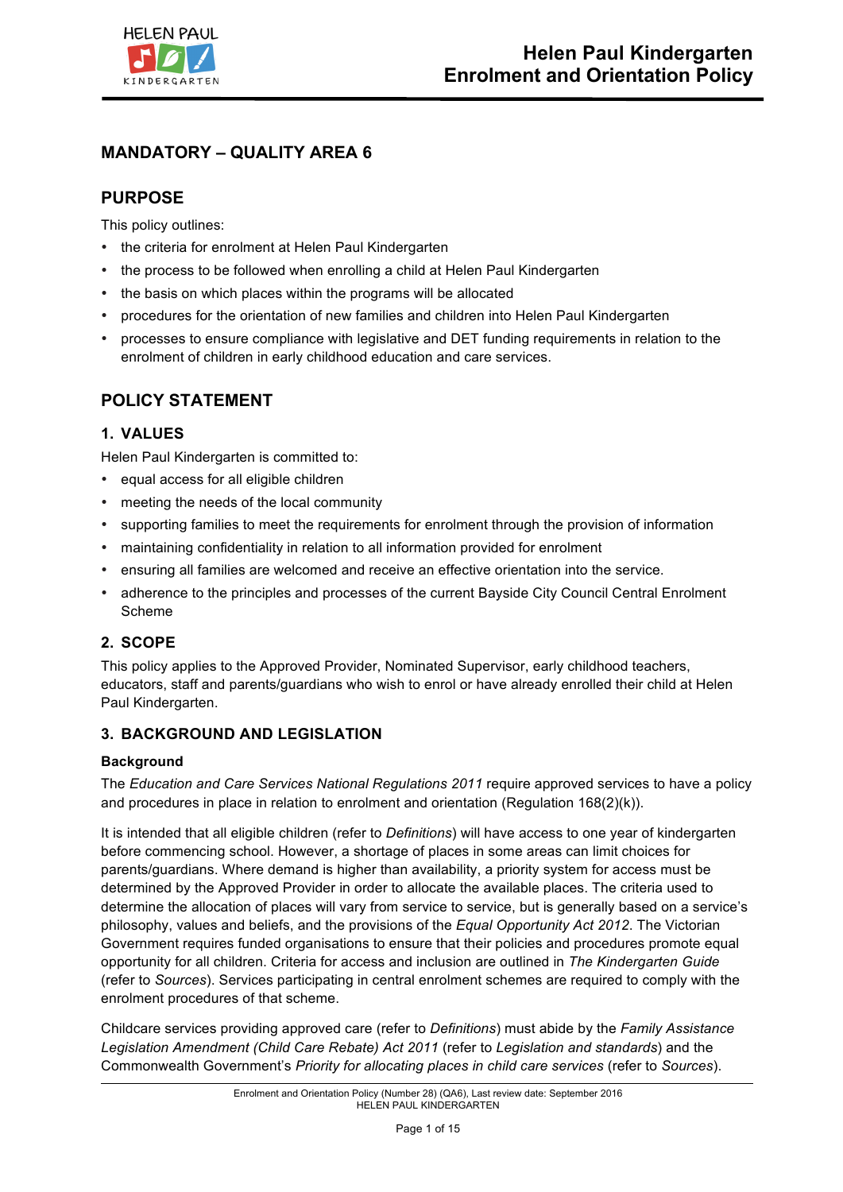# Helen Paul Kindergarten Enrolment and Orientation Policy

## MANDATORY – QUALITY AREA 6

## PURPOSE

This policy outlines:

- the criteria for enrolment at Helen Paul Kindergarten
- the process to be followed when enrolling a child at Helen Paul Kindergarten
- the basis on which places within the programs will be allocated
- procedures for the orientation of new families and children into Helen Paul Kindergarten
- processes to ensure compliance with legislative and DET funding requirements in relation to the enrolment of children in early childhood education and care services.

## POLICY STATEMENT

### 1. VALUES

Helen Paul Kindergarten is committed to:

- equal access for all eligible children
- meeting the needs of the local community
- supporting families to meet the requirements for enrolment through the provision of information
- maintaining confidentiality in relation to all information provided for enrolment
- ensuring all families are welcomed and receive an effective orientation into the service.
- adherence to the principles and processes of the current Bayside City Council Central Enrolment Scheme

### 2. SCOPE

This policy applies to the Approved Provider, Nominated Supervisor, early childhood teachers, educators, staff and parents/guardians who wish to enrol or have already enrolled their child at Helen Paul Kindergarten.

### 3. BACKGROUND AND LEGISLATION

**Background**

The *Education and Care Services National Regulations 2011* require approved services to have a policy and procedures in place in relation to enrolment and orientation (Regulation 168(2)(k)).

It is intended that all eligible children (refer to *Definitions*) will have access to one year of kindergarten before commencing school. However, a shortage of places in some areas can limit choices for parents/guardians. Where demand is higher than availability, a priority system for access must be determined by the Approved Provider in order to allocate the available places. The criteria used to determine the allocation of places will vary from service to service, but is generally based on a service's philosophy, values and beliefs, and the provisions of the *Equal Opportunity Act 2012*. The Victorian Government requires funded organisations to ensure that their policies and procedures promote equal opportunity for all children. Criteria for access and inclusion are outlined in *The Kindergarten Guide* (refer to *Sources*). Services participating in central enrolment schemes are required to comply with the enrolment procedures of that scheme.

Childcare services providing approved care (refer to *Definitions*) must abide by the *Family Assistance Legislation Amendment (Child Care Rebate) Act 2011* (refer to *Legislation and standards*) and the Commonwealth Government's *Priority for allocating places in child care services* (refer to *Sources*).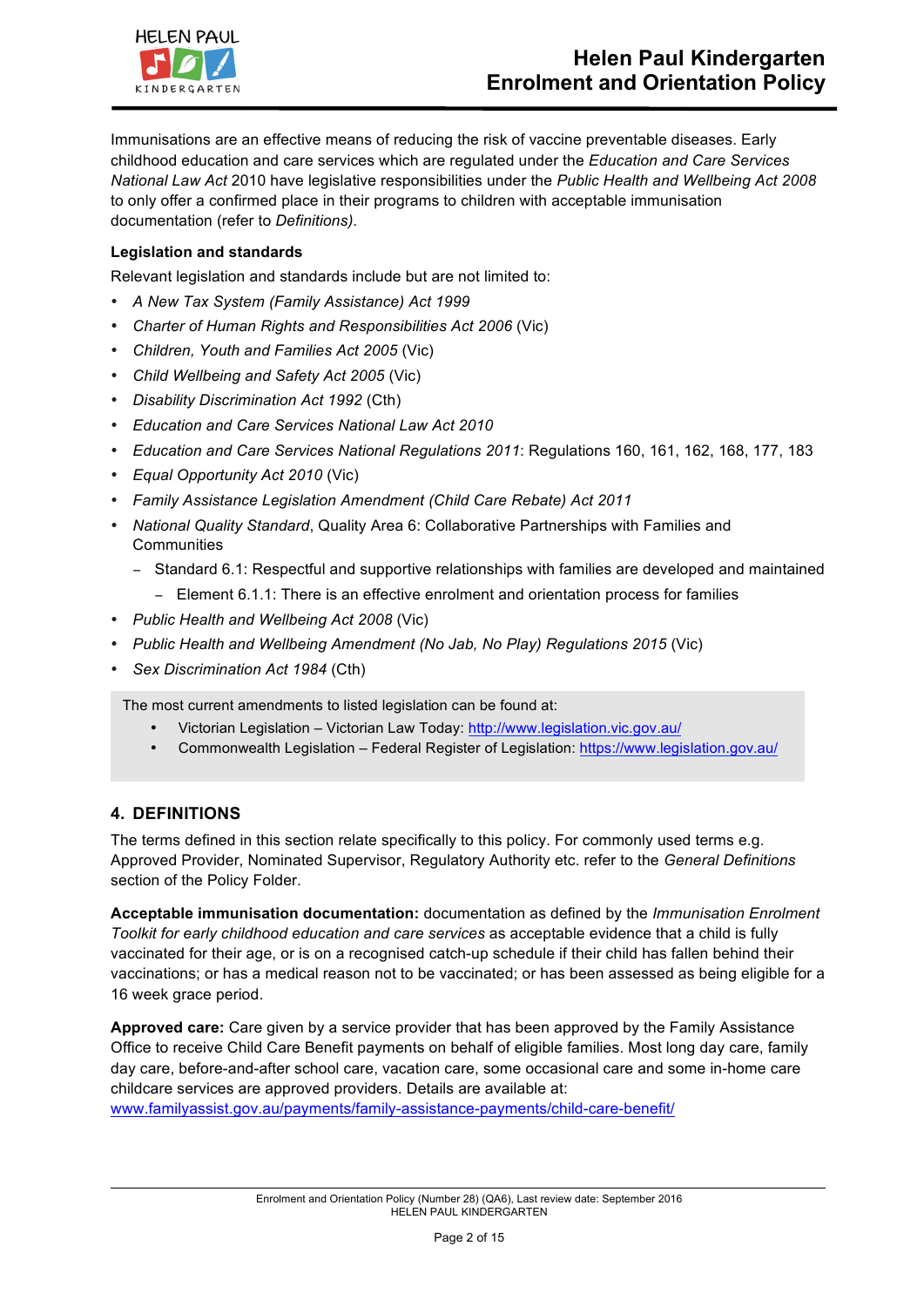Immunisations are an effective means of reducing the risk of vaccine preventable diseases. Early childhood education and care services which are regulated under the *Education and Care Services National Law Act* 2010 have legislative responsibilities under the *Public Health and Wellbeing Act 2008* to only offer a confirmed place in their programs to children with acceptable immunisation documentation (refer to *Definitions)*.

**Legislation and standards**

Relevant legislation and standards include but are not limited to:

- *A New Tax System (Family Assistance) Act 1999*
- *Charter of Human Rights and Responsibilities Act 2006* (Vic)
- *Children, Youth and Families Act 2005* (Vic)
- *Child Wellbeing and Safety Act 2005* (Vic)
- *Disability Discrimination Act 1992* (Cth)
- *Education and Care Services National Law Act 2010*
- *Education and Care Services National Regulations 2011*: Regulations 160, 161, 162, 168, 177, 183
- *Equal Opportunity Act 2010* (Vic)
- *Family Assistance Legislation Amendment (Child Care Rebate) Act 2011*
- *National Quality Standard*, Quality Area 6: Collaborative Partnerships with Families and Communities
  - Standard 6.1: Respectful and supportive relationships with families are developed and maintained
    - Element 6.1.1: There is an effective enrolment and orientation process for families
- *Public Health and Wellbeing Act 2008* (Vic)
- *Public Health and Wellbeing Amendment (No Jab, No Play) Regulations 2015* (Vic)
- *Sex Discrimination Act 1984* (Cth)

The most current amendments to listed legislation can be found at:

- Victorian Legislation – Victorian Law Today: http://www.legislation.vic.gov.au/
- Commonwealth Legislation – Federal Register of Legislation: https://www.legislation.gov.au/

## 4. DEFINITIONS

The terms defined in this section relate specifically to this policy. For commonly used terms e.g. Approved Provider, Nominated Supervisor, Regulatory Authority etc. refer to the *General Definitions* section of the Policy Folder.

**Acceptable immunisation documentation:** documentation as defined by the *Immunisation Enrolment Toolkit for early childhood education and care services* as acceptable evidence that a child is fully vaccinated for their age, or is on a recognised catch-up schedule if their child has fallen behind their vaccinations; or has a medical reason not to be vaccinated; or has been assessed as being eligible for a 16 week grace period.

**Approved care:** Care given by a service provider that has been approved by the Family Assistance Office to receive Child Care Benefit payments on behalf of eligible families. Most long day care, family day care, before-and-after school care, vacation care, some occasional care and some in-home care childcare services are approved providers. Details are available at: www.familyassist.gov.au/payments/family-assistance-payments/child-care-benefit/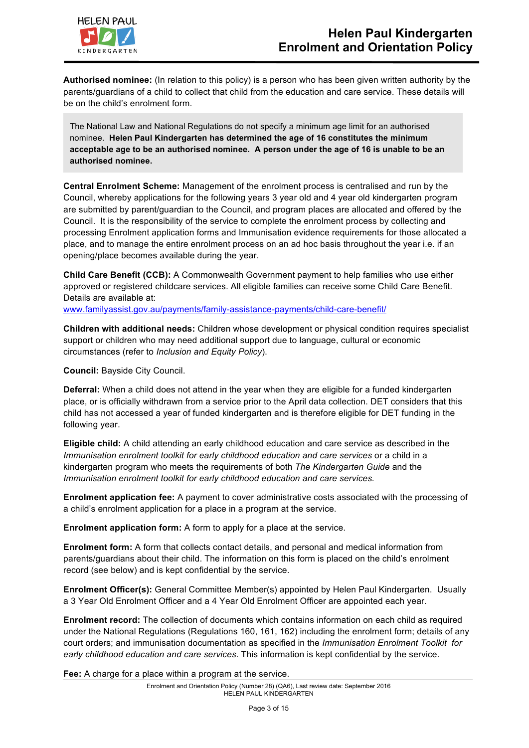**Authorised nominee:** (In relation to this policy) is a person who has been given written authority by the parents/guardians of a child to collect that child from the education and care service. These details will be on the child's enrolment form.

> The National Law and National Regulations do not specify a minimum age limit for an authorised nominee. **Helen Paul Kindergarten has determined the age of 16 constitutes the minimum acceptable age to be an authorised nominee. A person under the age of 16 is unable to be an authorised nominee.**

**Central Enrolment Scheme:** Management of the enrolment process is centralised and run by the Council, whereby applications for the following years 3 year old and 4 year old kindergarten program are submitted by parent/guardian to the Council, and program places are allocated and offered by the Council. It is the responsibility of the service to complete the enrolment process by collecting and processing Enrolment application forms and Immunisation evidence requirements for those allocated a place, and to manage the entire enrolment process on an ad hoc basis throughout the year i.e. if an opening/place becomes available during the year.

**Child Care Benefit (CCB):** A Commonwealth Government payment to help families who use either approved or registered childcare services. All eligible families can receive some Child Care Benefit. Details are available at:
www.familyassist.gov.au/payments/family-assistance-payments/child-care-benefit/

**Children with additional needs:** Children whose development or physical condition requires specialist support or children who may need additional support due to language, cultural or economic circumstances (refer to *Inclusion and Equity Policy*).

**Council:** Bayside City Council.

**Deferral:** When a child does not attend in the year when they are eligible for a funded kindergarten place, or is officially withdrawn from a service prior to the April data collection. DET considers that this child has not accessed a year of funded kindergarten and is therefore eligible for DET funding in the following year.

**Eligible child:** A child attending an early childhood education and care service as described in the *Immunisation enrolment toolkit for early childhood education and care services* or a child in a kindergarten program who meets the requirements of both *The Kindergarten Guide* and the *Immunisation enrolment toolkit for early childhood education and care services.*

**Enrolment application fee:** A payment to cover administrative costs associated with the processing of a child's enrolment application for a place in a program at the service.

**Enrolment application form:** A form to apply for a place at the service.

**Enrolment form:** A form that collects contact details, and personal and medical information from parents/guardians about their child. The information on this form is placed on the child's enrolment record (see below) and is kept confidential by the service.

**Enrolment Officer(s):** General Committee Member(s) appointed by Helen Paul Kindergarten. Usually a 3 Year Old Enrolment Officer and a 4 Year Old Enrolment Officer are appointed each year.

**Enrolment record:** The collection of documents which contains information on each child as required under the National Regulations (Regulations 160, 161, 162) including the enrolment form; details of any court orders; and immunisation documentation as specified in the *Immunisation Enrolment Toolkit for early childhood education and care services*. This information is kept confidential by the service.

**Fee:** A charge for a place within a program at the service.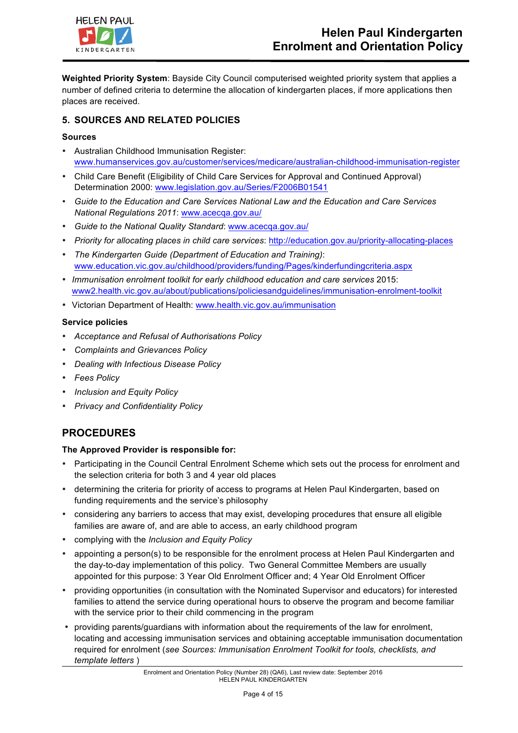**Weighted Priority System**: Bayside City Council computerised weighted priority system that applies a number of defined criteria to determine the allocation of kindergarten places, if more applications then places are received.

## 5. SOURCES AND RELATED POLICIES

### Sources

- Australian Childhood Immunisation Register: www.humanservices.gov.au/customer/services/medicare/australian-childhood-immunisation-register
- Child Care Benefit (Eligibility of Child Care Services for Approval and Continued Approval) Determination 2000: www.legislation.gov.au/Series/F2006B01541
- *Guide to the Education and Care Services National Law and the Education and Care Services National Regulations 2011*: www.acecqa.gov.au/
- *Guide to the National Quality Standard*: www.acecqa.gov.au/
- *Priority for allocating places in child care services*: http://education.gov.au/priority-allocating-places
- *The Kindergarten Guide (Department of Education and Training)*: www.education.vic.gov.au/childhood/providers/funding/Pages/kinderfundingcriteria.aspx
- *Immunisation enrolment toolkit for early childhood education and care services* 2015: www2.health.vic.gov.au/about/publications/policiesandguidelines/immunisation-enrolment-toolkit
- Victorian Department of Health: www.health.vic.gov.au/immunisation

### Service policies

- *Acceptance and Refusal of Authorisations Policy*
- *Complaints and Grievances Policy*
- *Dealing with Infectious Disease Policy*
- *Fees Policy*
- *Inclusion and Equity Policy*
- *Privacy and Confidentiality Policy*

# PROCEDURES

### The Approved Provider is responsible for:

- Participating in the Council Central Enrolment Scheme which sets out the process for enrolment and the selection criteria for both 3 and 4 year old places
- determining the criteria for priority of access to programs at Helen Paul Kindergarten, based on funding requirements and the service's philosophy
- considering any barriers to access that may exist, developing procedures that ensure all eligible families are aware of, and are able to access, an early childhood program
- complying with the *Inclusion and Equity Policy*
- appointing a person(s) to be responsible for the enrolment process at Helen Paul Kindergarten and the day-to-day implementation of this policy. Two General Committee Members are usually appointed for this purpose: 3 Year Old Enrolment Officer and; 4 Year Old Enrolment Officer
- providing opportunities (in consultation with the Nominated Supervisor and educators) for interested families to attend the service during operational hours to observe the program and become familiar with the service prior to their child commencing in the program
- providing parents/guardians with information about the requirements of the law for enrolment, locating and accessing immunisation services and obtaining acceptable immunisation documentation required for enrolment (*see Sources: Immunisation Enrolment Toolkit for tools, checklists, and template letters* )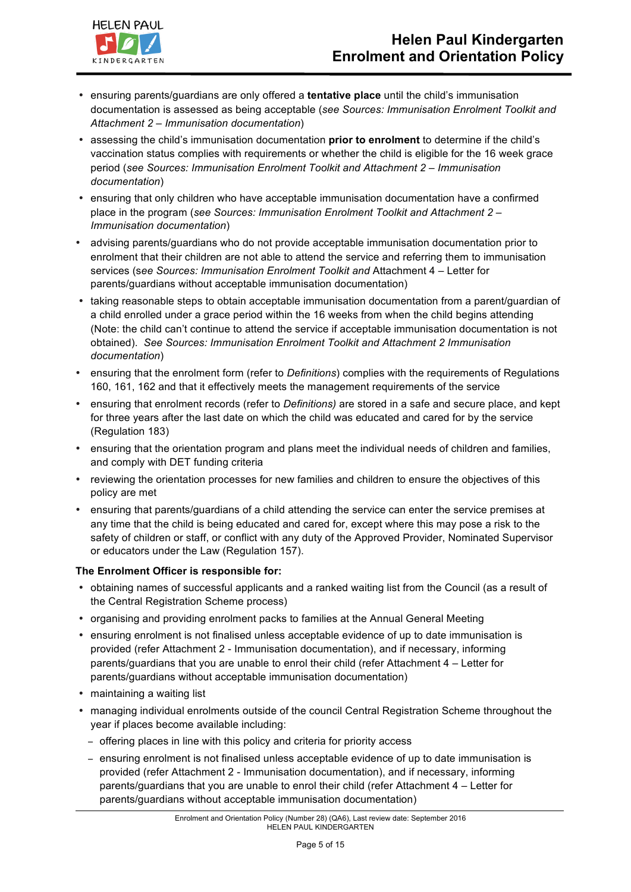- ensuring parents/guardians are only offered a **tentative place** until the child's immunisation documentation is assessed as being acceptable (*see Sources: Immunisation Enrolment Toolkit and Attachment 2 – Immunisation documentation*)
- assessing the child's immunisation documentation **prior to enrolment** to determine if the child's vaccination status complies with requirements or whether the child is eligible for the 16 week grace period (*see Sources: Immunisation Enrolment Toolkit and Attachment 2 – Immunisation documentation*)
- ensuring that only children who have acceptable immunisation documentation have a confirmed place in the program (*see Sources: Immunisation Enrolment Toolkit and Attachment 2 – Immunisation documentation*)
- advising parents/guardians who do not provide acceptable immunisation documentation prior to enrolment that their children are not able to attend the service and referring them to immunisation services (s*ee Sources: Immunisation Enrolment Toolkit and* Attachment 4 – Letter for parents/guardians without acceptable immunisation documentation)
- taking reasonable steps to obtain acceptable immunisation documentation from a parent/guardian of a child enrolled under a grace period within the 16 weeks from when the child begins attending (Note: the child can't continue to attend the service if acceptable immunisation documentation is not obtained). *See Sources: Immunisation Enrolment Toolkit and Attachment 2 Immunisation documentation*)
- ensuring that the enrolment form (refer to *Definitions*) complies with the requirements of Regulations 160, 161, 162 and that it effectively meets the management requirements of the service
- ensuring that enrolment records (refer to *Definitions)* are stored in a safe and secure place, and kept for three years after the last date on which the child was educated and cared for by the service (Regulation 183)
- ensuring that the orientation program and plans meet the individual needs of children and families, and comply with DET funding criteria
- reviewing the orientation processes for new families and children to ensure the objectives of this policy are met
- ensuring that parents/guardians of a child attending the service can enter the service premises at any time that the child is being educated and cared for, except where this may pose a risk to the safety of children or staff, or conflict with any duty of the Approved Provider, Nominated Supervisor or educators under the Law (Regulation 157).

**The Enrolment Officer is responsible for:**

- obtaining names of successful applicants and a ranked waiting list from the Council (as a result of the Central Registration Scheme process)
- organising and providing enrolment packs to families at the Annual General Meeting
- ensuring enrolment is not finalised unless acceptable evidence of up to date immunisation is provided (refer Attachment 2 - Immunisation documentation), and if necessary, informing parents/guardians that you are unable to enrol their child (refer Attachment 4 – Letter for parents/guardians without acceptable immunisation documentation)
- maintaining a waiting list
- managing individual enrolments outside of the council Central Registration Scheme throughout the year if places become available including:
  - offering places in line with this policy and criteria for priority access
  - ensuring enrolment is not finalised unless acceptable evidence of up to date immunisation is provided (refer Attachment 2 - Immunisation documentation), and if necessary, informing parents/guardians that you are unable to enrol their child (refer Attachment 4 – Letter for parents/guardians without acceptable immunisation documentation)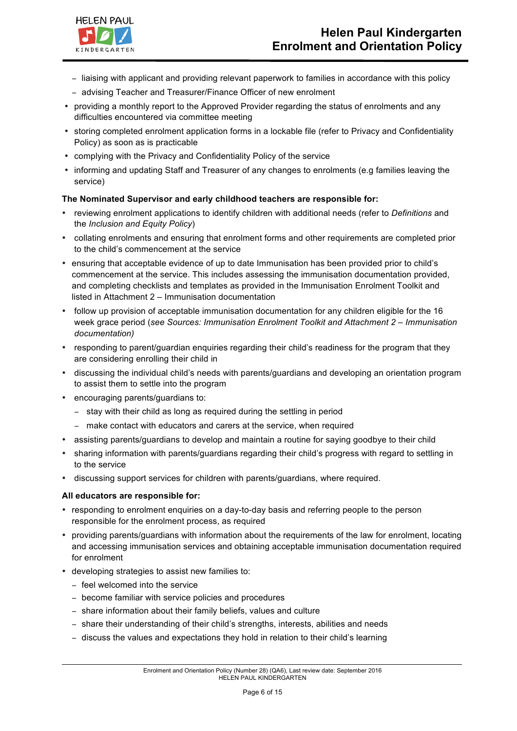- liaising with applicant and providing relevant paperwork to families in accordance with this policy
  - advising Teacher and Treasurer/Finance Officer of new enrolment
- providing a monthly report to the Approved Provider regarding the status of enrolments and any difficulties encountered via committee meeting
- storing completed enrolment application forms in a lockable file (refer to Privacy and Confidentiality Policy) as soon as is practicable
- complying with the Privacy and Confidentiality Policy of the service
- informing and updating Staff and Treasurer of any changes to enrolments (e.g families leaving the service)

**The Nominated Supervisor and early childhood teachers are responsible for:**

- reviewing enrolment applications to identify children with additional needs (refer to *Definitions* and the *Inclusion and Equity Policy*)
- collating enrolments and ensuring that enrolment forms and other requirements are completed prior to the child's commencement at the service
- ensuring that acceptable evidence of up to date Immunisation has been provided prior to child's commencement at the service. This includes assessing the immunisation documentation provided, and completing checklists and templates as provided in the Immunisation Enrolment Toolkit and listed in Attachment 2 – Immunisation documentation
- follow up provision of acceptable immunisation documentation for any children eligible for the 16 week grace period (*see Sources: Immunisation Enrolment Toolkit and Attachment 2 – Immunisation documentation)*
- responding to parent/guardian enquiries regarding their child's readiness for the program that they are considering enrolling their child in
- discussing the individual child's needs with parents/guardians and developing an orientation program to assist them to settle into the program
- encouraging parents/guardians to:
  - stay with their child as long as required during the settling in period
  - make contact with educators and carers at the service, when required
- assisting parents/guardians to develop and maintain a routine for saying goodbye to their child
- sharing information with parents/guardians regarding their child's progress with regard to settling in to the service
- discussing support services for children with parents/guardians, where required.

**All educators are responsible for:**

- responding to enrolment enquiries on a day-to-day basis and referring people to the person responsible for the enrolment process, as required
- providing parents/guardians with information about the requirements of the law for enrolment, locating and accessing immunisation services and obtaining acceptable immunisation documentation required for enrolment
- developing strategies to assist new families to:
  - feel welcomed into the service
  - become familiar with service policies and procedures
  - share information about their family beliefs, values and culture
  - share their understanding of their child's strengths, interests, abilities and needs
  - discuss the values and expectations they hold in relation to their child's learning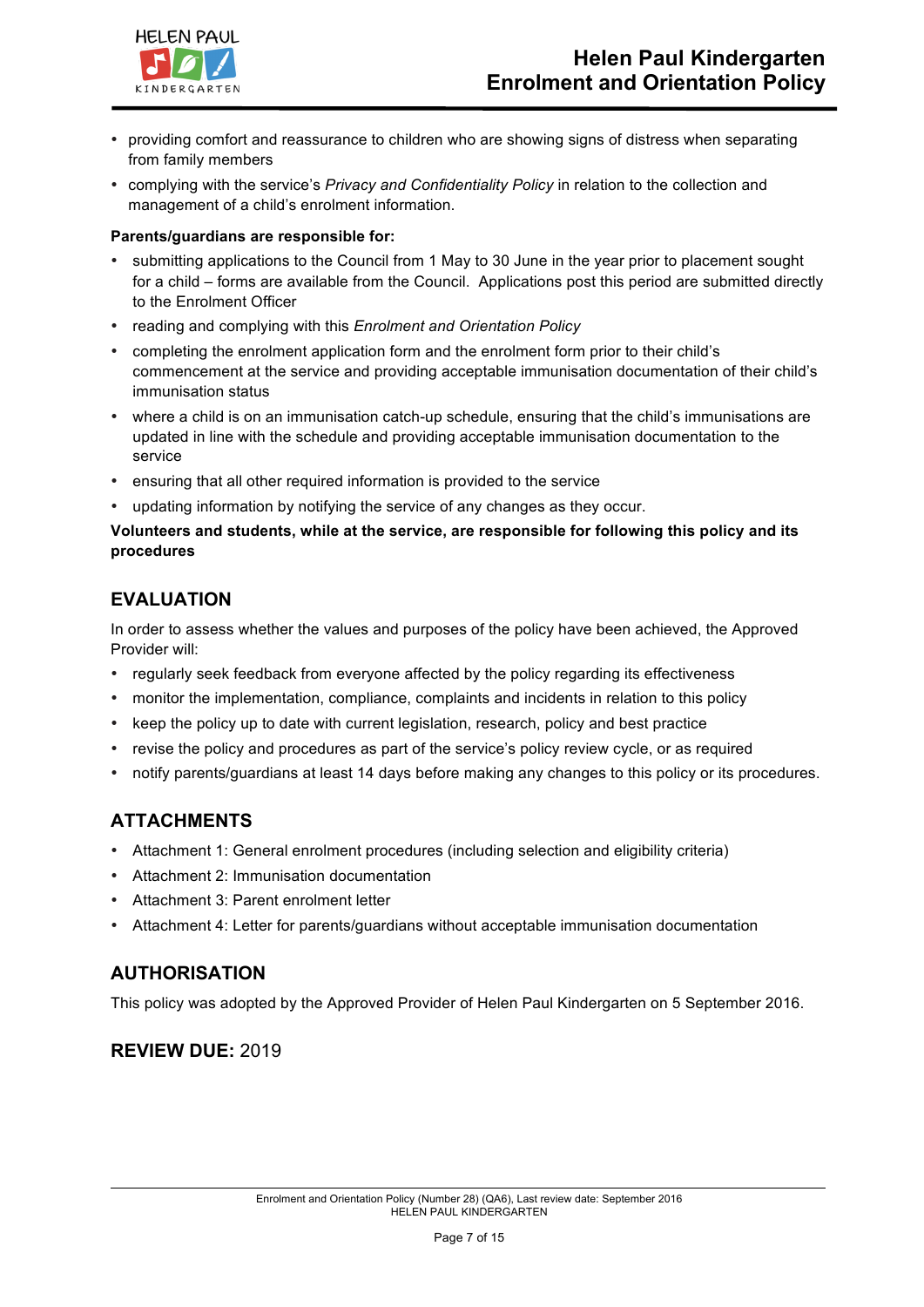- providing comfort and reassurance to children who are showing signs of distress when separating from family members
- complying with the service's *Privacy and Confidentiality Policy* in relation to the collection and management of a child's enrolment information.

**Parents/guardians are responsible for:**

- submitting applications to the Council from 1 May to 30 June in the year prior to placement sought for a child – forms are available from the Council. Applications post this period are submitted directly to the Enrolment Officer
- reading and complying with this *Enrolment and Orientation Policy*
- completing the enrolment application form and the enrolment form prior to their child's commencement at the service and providing acceptable immunisation documentation of their child's immunisation status
- where a child is on an immunisation catch-up schedule, ensuring that the child's immunisations are updated in line with the schedule and providing acceptable immunisation documentation to the service
- ensuring that all other required information is provided to the service
- updating information by notifying the service of any changes as they occur.

**Volunteers and students, while at the service, are responsible for following this policy and its procedures**

## EVALUATION

In order to assess whether the values and purposes of the policy have been achieved, the Approved Provider will:

- regularly seek feedback from everyone affected by the policy regarding its effectiveness
- monitor the implementation, compliance, complaints and incidents in relation to this policy
- keep the policy up to date with current legislation, research, policy and best practice
- revise the policy and procedures as part of the service's policy review cycle, or as required
- notify parents/guardians at least 14 days before making any changes to this policy or its procedures.

## ATTACHMENTS

- Attachment 1: General enrolment procedures (including selection and eligibility criteria)
- Attachment 2: Immunisation documentation
- Attachment 3: Parent enrolment letter
- Attachment 4: Letter for parents/guardians without acceptable immunisation documentation

## AUTHORISATION

This policy was adopted by the Approved Provider of Helen Paul Kindergarten on 5 September 2016.

## REVIEW DUE: 2019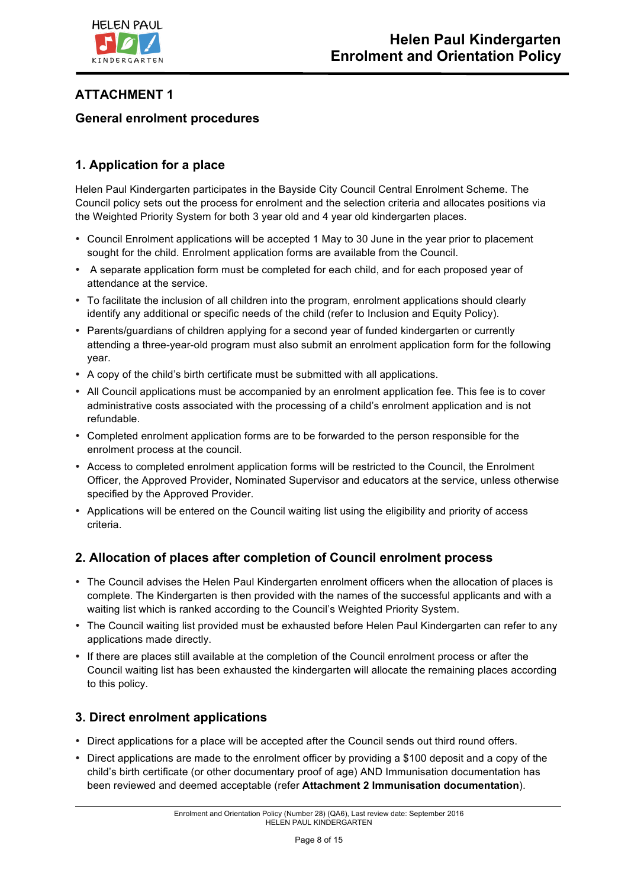## ATTACHMENT 1

### General enrolment procedures

### 1. Application for a place

Helen Paul Kindergarten participates in the Bayside City Council Central Enrolment Scheme. The Council policy sets out the process for enrolment and the selection criteria and allocates positions via the Weighted Priority System for both 3 year old and 4 year old kindergarten places.

- Council Enrolment applications will be accepted 1 May to 30 June in the year prior to placement sought for the child. Enrolment application forms are available from the Council.
- A separate application form must be completed for each child, and for each proposed year of attendance at the service.
- To facilitate the inclusion of all children into the program, enrolment applications should clearly identify any additional or specific needs of the child (refer to Inclusion and Equity Policy).
- Parents/guardians of children applying for a second year of funded kindergarten or currently attending a three-year-old program must also submit an enrolment application form for the following year.
- A copy of the child's birth certificate must be submitted with all applications.
- All Council applications must be accompanied by an enrolment application fee. This fee is to cover administrative costs associated with the processing of a child's enrolment application and is not refundable.
- Completed enrolment application forms are to be forwarded to the person responsible for the enrolment process at the council.
- Access to completed enrolment application forms will be restricted to the Council, the Enrolment Officer, the Approved Provider, Nominated Supervisor and educators at the service, unless otherwise specified by the Approved Provider.
- Applications will be entered on the Council waiting list using the eligibility and priority of access criteria.

### 2. Allocation of places after completion of Council enrolment process

- The Council advises the Helen Paul Kindergarten enrolment officers when the allocation of places is complete. The Kindergarten is then provided with the names of the successful applicants and with a waiting list which is ranked according to the Council's Weighted Priority System.
- The Council waiting list provided must be exhausted before Helen Paul Kindergarten can refer to any applications made directly.
- If there are places still available at the completion of the Council enrolment process or after the Council waiting list has been exhausted the kindergarten will allocate the remaining places according to this policy.

### 3. Direct enrolment applications

- Direct applications for a place will be accepted after the Council sends out third round offers.
- Direct applications are made to the enrolment officer by providing a $100 deposit and a copy of the child's birth certificate (or other documentary proof of age) AND Immunisation documentation has been reviewed and deemed acceptable (refer **Attachment 2 Immunisation documentation**).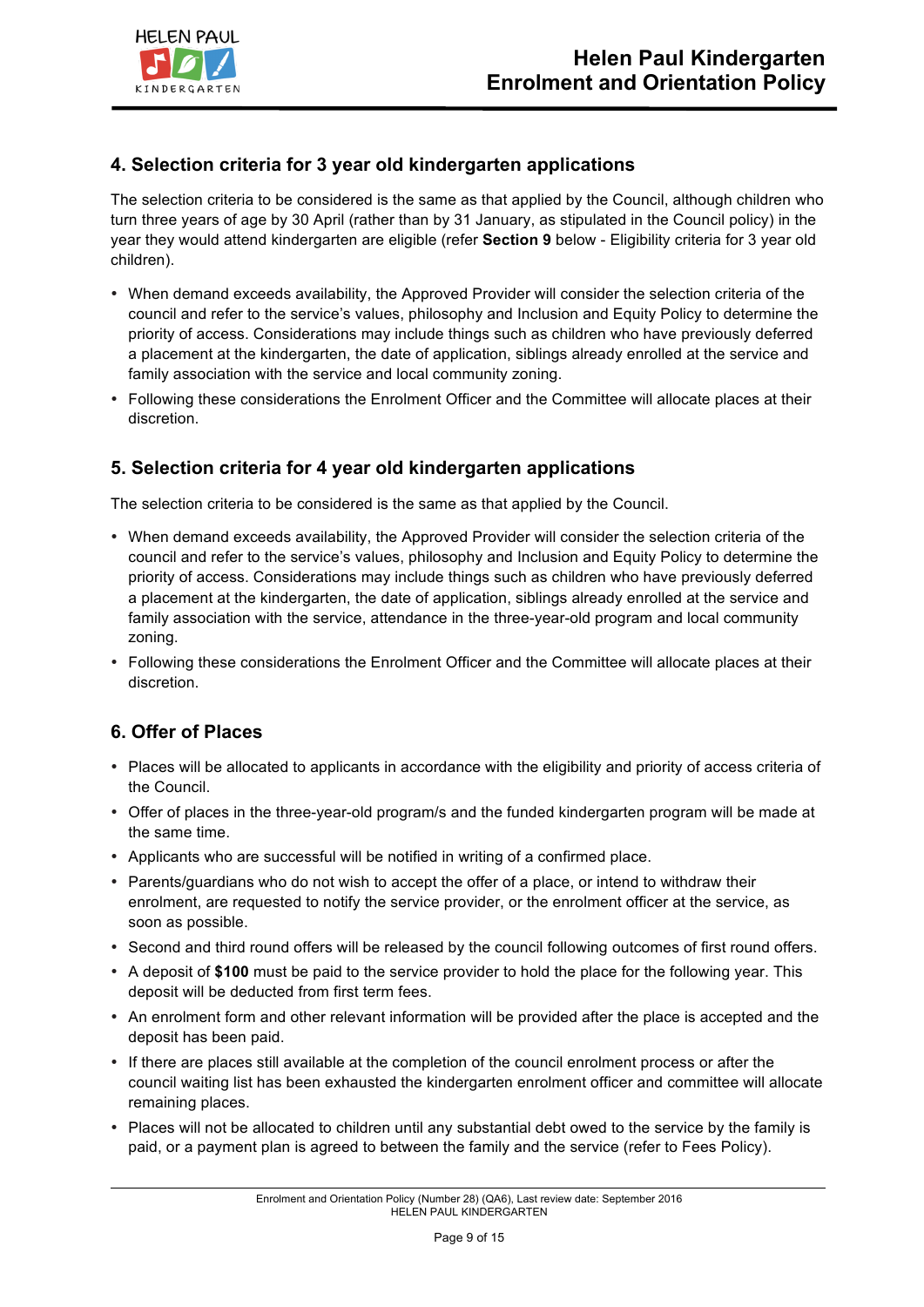## 4. Selection criteria for 3 year old kindergarten applications

The selection criteria to be considered is the same as that applied by the Council, although children who turn three years of age by 30 April (rather than by 31 January, as stipulated in the Council policy) in the year they would attend kindergarten are eligible (refer **Section 9** below - Eligibility criteria for 3 year old children).

- When demand exceeds availability, the Approved Provider will consider the selection criteria of the council and refer to the service's values, philosophy and Inclusion and Equity Policy to determine the priority of access. Considerations may include things such as children who have previously deferred a placement at the kindergarten, the date of application, siblings already enrolled at the service and family association with the service and local community zoning.
- Following these considerations the Enrolment Officer and the Committee will allocate places at their discretion.

## 5. Selection criteria for 4 year old kindergarten applications

The selection criteria to be considered is the same as that applied by the Council.

- When demand exceeds availability, the Approved Provider will consider the selection criteria of the council and refer to the service's values, philosophy and Inclusion and Equity Policy to determine the priority of access. Considerations may include things such as children who have previously deferred a placement at the kindergarten, the date of application, siblings already enrolled at the service and family association with the service, attendance in the three-year-old program and local community zoning.
- Following these considerations the Enrolment Officer and the Committee will allocate places at their discretion.

## 6. Offer of Places

- Places will be allocated to applicants in accordance with the eligibility and priority of access criteria of the Council.
- Offer of places in the three-year-old program/s and the funded kindergarten program will be made at the same time.
- Applicants who are successful will be notified in writing of a confirmed place.
- Parents/guardians who do not wish to accept the offer of a place, or intend to withdraw their enrolment, are requested to notify the service provider, or the enrolment officer at the service, as soon as possible.
- Second and third round offers will be released by the council following outcomes of first round offers.
- A deposit of **$100** must be paid to the service provider to hold the place for the following year. This deposit will be deducted from first term fees.
- An enrolment form and other relevant information will be provided after the place is accepted and the deposit has been paid.
- If there are places still available at the completion of the council enrolment process or after the council waiting list has been exhausted the kindergarten enrolment officer and committee will allocate remaining places.
- Places will not be allocated to children until any substantial debt owed to the service by the family is paid, or a payment plan is agreed to between the family and the service (refer to Fees Policy).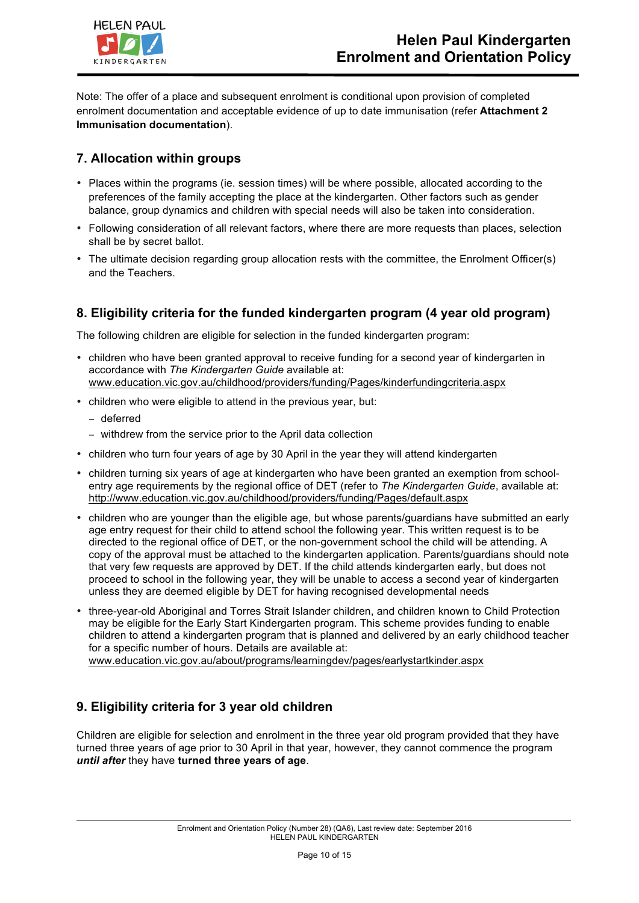Note: The offer of a place and subsequent enrolment is conditional upon provision of completed enrolment documentation and acceptable evidence of up to date immunisation (refer **Attachment 2 Immunisation documentation**).

## 7. Allocation within groups

- Places within the programs (ie. session times) will be where possible, allocated according to the preferences of the family accepting the place at the kindergarten. Other factors such as gender balance, group dynamics and children with special needs will also be taken into consideration.
- Following consideration of all relevant factors, where there are more requests than places, selection shall be by secret ballot.
- The ultimate decision regarding group allocation rests with the committee, the Enrolment Officer(s) and the Teachers.

## 8. Eligibility criteria for the funded kindergarten program (4 year old program)

The following children are eligible for selection in the funded kindergarten program:

- children who have been granted approval to receive funding for a second year of kindergarten in accordance with *The Kindergarten Guide* available at: www.education.vic.gov.au/childhood/providers/funding/Pages/kinderfundingcriteria.aspx
- children who were eligible to attend in the previous year, but:
  - deferred
  - withdrew from the service prior to the April data collection
- children who turn four years of age by 30 April in the year they will attend kindergarten
- children turning six years of age at kindergarten who have been granted an exemption from school-entry age requirements by the regional office of DET (refer to *The Kindergarten Guide*, available at: http://www.education.vic.gov.au/childhood/providers/funding/Pages/default.aspx
- children who are younger than the eligible age, but whose parents/guardians have submitted an early age entry request for their child to attend school the following year. This written request is to be directed to the regional office of DET, or the non-government school the child will be attending. A copy of the approval must be attached to the kindergarten application. Parents/guardians should note that very few requests are approved by DET. If the child attends kindergarten early, but does not proceed to school in the following year, they will be unable to access a second year of kindergarten unless they are deemed eligible by DET for having recognised developmental needs
- three-year-old Aboriginal and Torres Strait Islander children, and children known to Child Protection may be eligible for the Early Start Kindergarten program. This scheme provides funding to enable children to attend a kindergarten program that is planned and delivered by an early childhood teacher for a specific number of hours. Details are available at: www.education.vic.gov.au/about/programs/learningdev/pages/earlystartkinder.aspx

## 9. Eligibility criteria for 3 year old children

Children are eligible for selection and enrolment in the three year old program provided that they have turned three years of age prior to 30 April in that year, however, they cannot commence the program ***until after*** they have **turned three years of age**.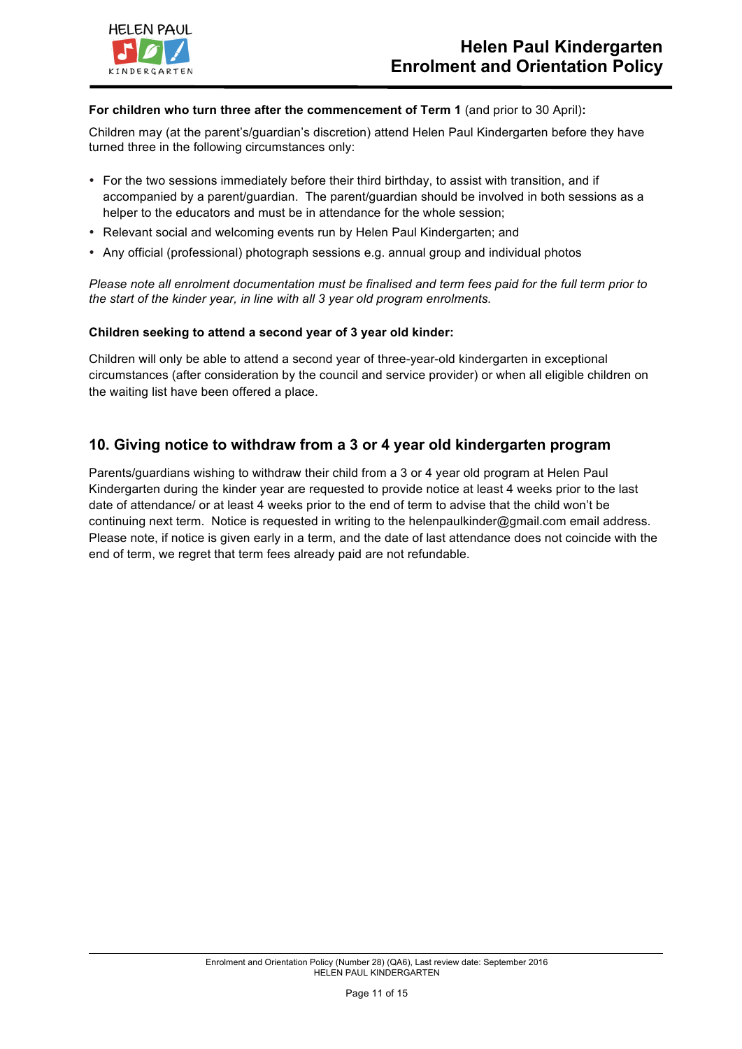**For children who turn three after the commencement of Term 1** (and prior to 30 April)**:**

Children may (at the parent's/guardian's discretion) attend Helen Paul Kindergarten before they have turned three in the following circumstances only:

- For the two sessions immediately before their third birthday, to assist with transition, and if accompanied by a parent/guardian. The parent/guardian should be involved in both sessions as a helper to the educators and must be in attendance for the whole session;
- Relevant social and welcoming events run by Helen Paul Kindergarten; and
- Any official (professional) photograph sessions e.g. annual group and individual photos

*Please note all enrolment documentation must be finalised and term fees paid for the full term prior to the start of the kinder year, in line with all 3 year old program enrolments.*

**Children seeking to attend a second year of 3 year old kinder:**

Children will only be able to attend a second year of three-year-old kindergarten in exceptional circumstances (after consideration by the council and service provider) or when all eligible children on the waiting list have been offered a place.

## 10. Giving notice to withdraw from a 3 or 4 year old kindergarten program

Parents/guardians wishing to withdraw their child from a 3 or 4 year old program at Helen Paul Kindergarten during the kinder year are requested to provide notice at least 4 weeks prior to the last date of attendance/ or at least 4 weeks prior to the end of term to advise that the child won't be continuing next term. Notice is requested in writing to the helenpaulkinder@gmail.com email address. Please note, if notice is given early in a term, and the date of last attendance does not coincide with the end of term, we regret that term fees already paid are not refundable.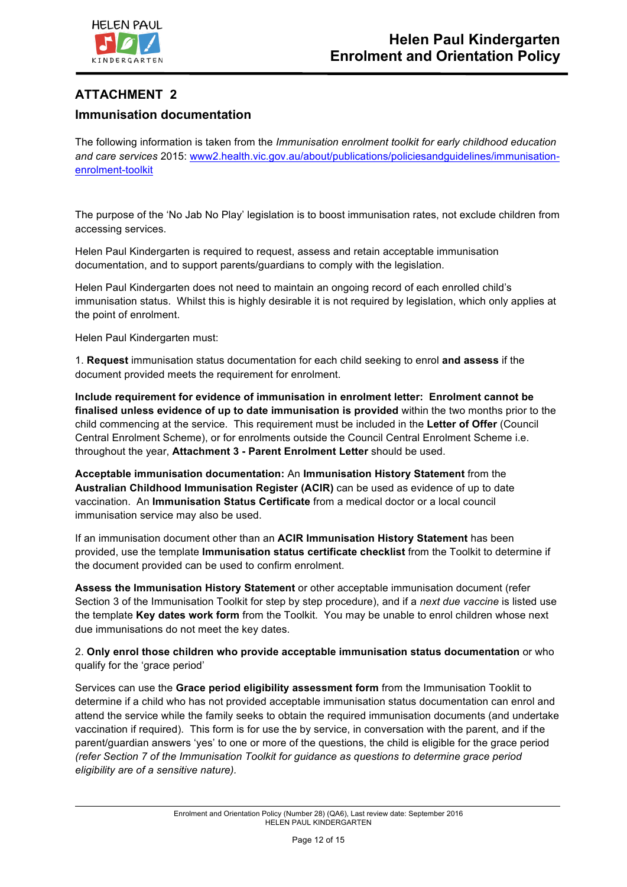## ATTACHMENT 2

### Immunisation documentation

The following information is taken from the *Immunisation enrolment toolkit for early childhood education and care services* 2015: [www2.health.vic.gov.au/about/publications/policiesandguidelines/immunisation-enrolment-toolkit](www2.health.vic.gov.au/about/publications/policiesandguidelines/immunisation-enrolment-toolkit)

The purpose of the 'No Jab No Play' legislation is to boost immunisation rates, not exclude children from accessing services.

Helen Paul Kindergarten is required to request, assess and retain acceptable immunisation documentation, and to support parents/guardians to comply with the legislation.

Helen Paul Kindergarten does not need to maintain an ongoing record of each enrolled child's immunisation status. Whilst this is highly desirable it is not required by legislation, which only applies at the point of enrolment.

Helen Paul Kindergarten must:

1. **Request** immunisation status documentation for each child seeking to enrol **and assess** if the document provided meets the requirement for enrolment.

**Include requirement for evidence of immunisation in enrolment letter: Enrolment cannot be finalised unless evidence of up to date immunisation is provided** within the two months prior to the child commencing at the service. This requirement must be included in the **Letter of Offer** (Council Central Enrolment Scheme), or for enrolments outside the Council Central Enrolment Scheme i.e. throughout the year, **Attachment 3 - Parent Enrolment Letter** should be used.

**Acceptable immunisation documentation:** An **Immunisation History Statement** from the **Australian Childhood Immunisation Register (ACIR)** can be used as evidence of up to date vaccination. An **Immunisation Status Certificate** from a medical doctor or a local council immunisation service may also be used.

If an immunisation document other than an **ACIR Immunisation History Statement** has been provided, use the template **Immunisation status certificate checklist** from the Toolkit to determine if the document provided can be used to confirm enrolment.

**Assess the Immunisation History Statement** or other acceptable immunisation document (refer Section 3 of the Immunisation Toolkit for step by step procedure), and if a *next due vaccine* is listed use the template **Key dates work form** from the Toolkit. You may be unable to enrol children whose next due immunisations do not meet the key dates.

2. **Only enrol those children who provide acceptable immunisation status documentation** or who qualify for the 'grace period'

Services can use the **Grace period eligibility assessment form** from the Immunisation Tooklit to determine if a child who has not provided acceptable immunisation status documentation can enrol and attend the service while the family seeks to obtain the required immunisation documents (and undertake vaccination if required). This form is for use the by service, in conversation with the parent, and if the parent/guardian answers 'yes' to one or more of the questions, the child is eligible for the grace period *(refer Section 7 of the Immunisation Toolkit for guidance as questions to determine grace period eligibility are of a sensitive nature).*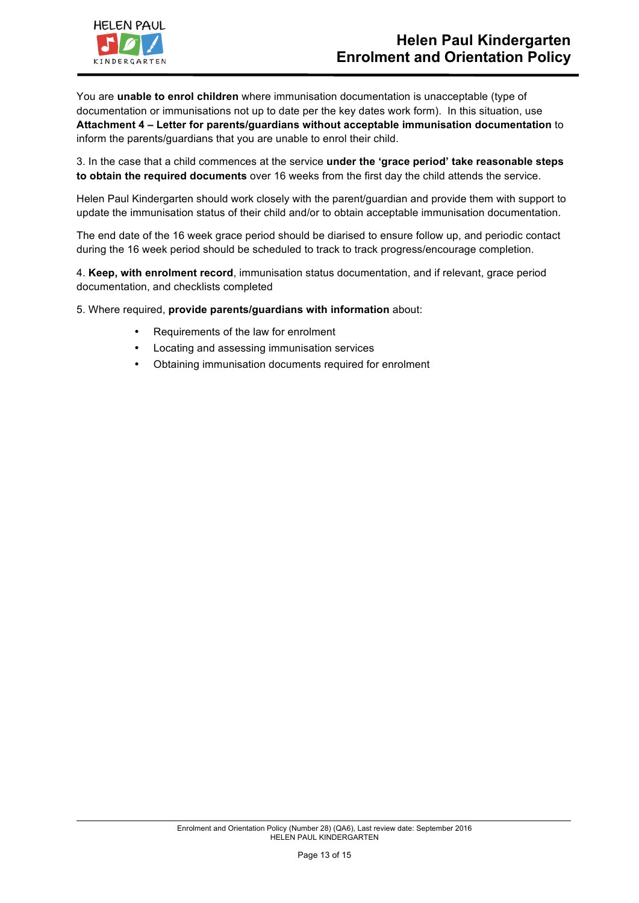You are **unable to enrol children** where immunisation documentation is unacceptable (type of documentation or immunisations not up to date per the key dates work form). In this situation, use **Attachment 4 – Letter for parents/guardians without acceptable immunisation documentation** to inform the parents/guardians that you are unable to enrol their child.

3. In the case that a child commences at the service **under the 'grace period' take reasonable steps to obtain the required documents** over 16 weeks from the first day the child attends the service.

Helen Paul Kindergarten should work closely with the parent/guardian and provide them with support to update the immunisation status of their child and/or to obtain acceptable immunisation documentation.

The end date of the 16 week grace period should be diarised to ensure follow up, and periodic contact during the 16 week period should be scheduled to track to track progress/encourage completion.

4. **Keep, with enrolment record**, immunisation status documentation, and if relevant, grace period documentation, and checklists completed

5. Where required, **provide parents/guardians with information** about:

- Requirements of the law for enrolment
- Locating and assessing immunisation services
- Obtaining immunisation documents required for enrolment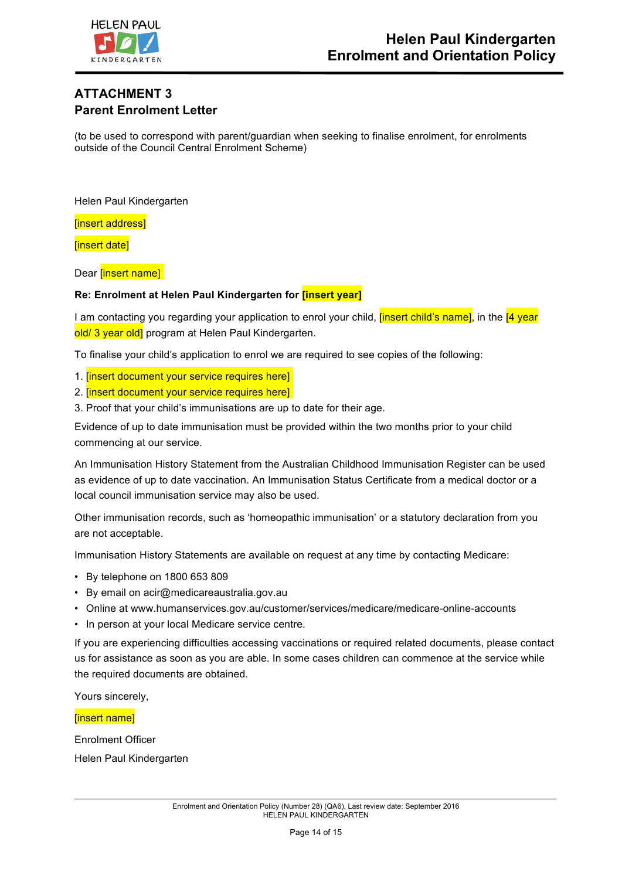## ATTACHMENT 3

## Parent Enrolment Letter

(to be used to correspond with parent/guardian when seeking to finalise enrolment, for enrolments outside of the Council Central Enrolment Scheme)

Helen Paul Kindergarten

[insert address]

[insert date]

Dear [insert name]

**Re: Enrolment at Helen Paul Kindergarten for [insert year]**

I am contacting you regarding your application to enrol your child, [insert child's name], in the [4 year old/ 3 year old] program at Helen Paul Kindergarten.

To finalise your child's application to enrol we are required to see copies of the following:

1. [insert document your service requires here]
2. [insert document your service requires here]
3. Proof that your child's immunisations are up to date for their age.

Evidence of up to date immunisation must be provided within the two months prior to your child commencing at our service.

An Immunisation History Statement from the Australian Childhood Immunisation Register can be used as evidence of up to date vaccination. An Immunisation Status Certificate from a medical doctor or a local council immunisation service may also be used.

Other immunisation records, such as 'homeopathic immunisation' or a statutory declaration from you are not acceptable.

Immunisation History Statements are available on request at any time by contacting Medicare:

- By telephone on 1800 653 809
- By email on acir@medicareaustralia.gov.au
- Online at www.humanservices.gov.au/customer/services/medicare/medicare-online-accounts
- In person at your local Medicare service centre.

If you are experiencing difficulties accessing vaccinations or required related documents, please contact us for assistance as soon as you are able. In some cases children can commence at the service while the required documents are obtained.

Yours sincerely,

[insert name]

Enrolment Officer

Helen Paul Kindergarten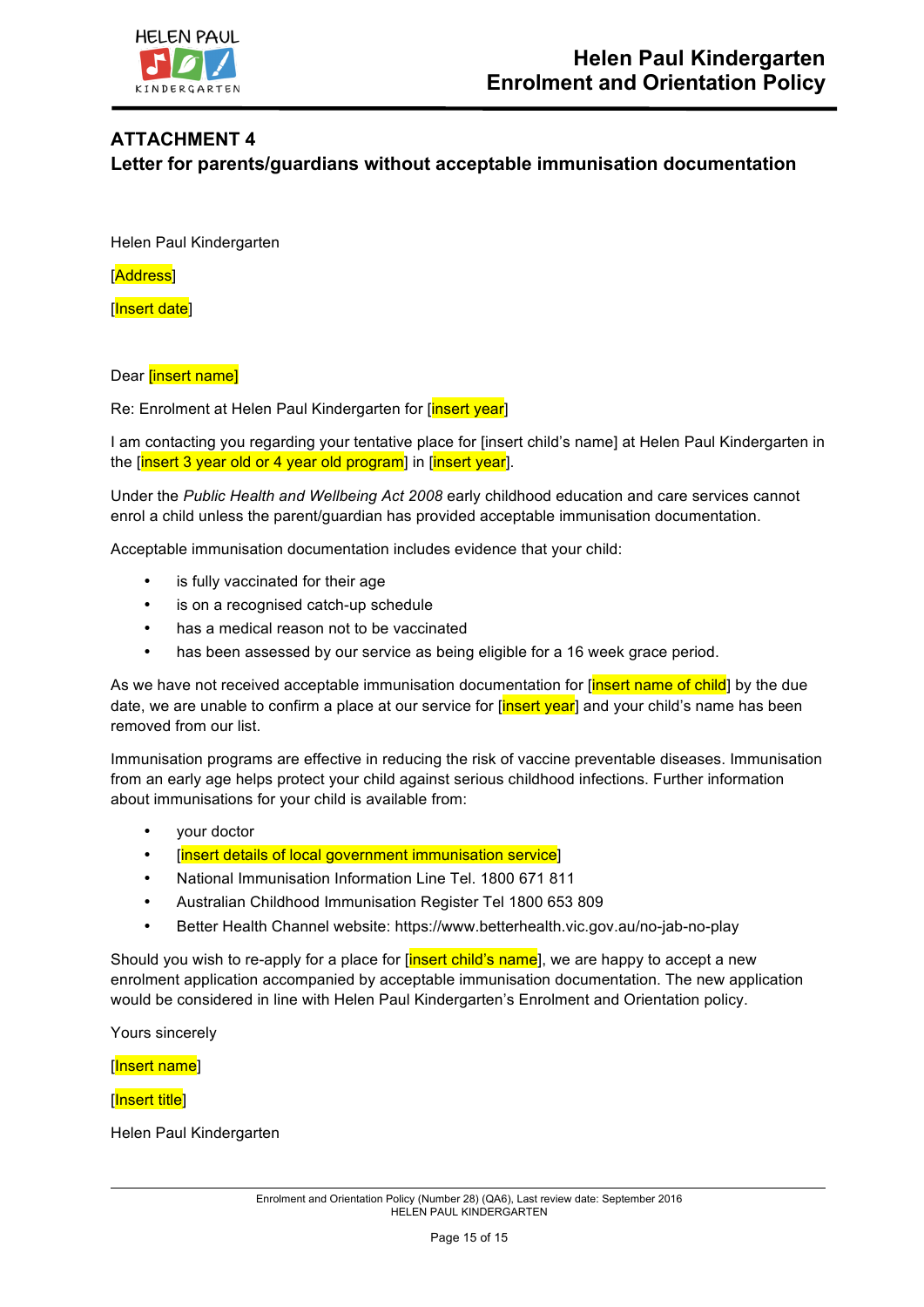## ATTACHMENT 4
**Letter for parents/guardians without acceptable immunisation documentation**

Helen Paul Kindergarten

[Address]

[Insert date]

Dear [insert name]

Re: Enrolment at Helen Paul Kindergarten for [insert year]

I am contacting you regarding your tentative place for [insert child's name] at Helen Paul Kindergarten in the [insert 3 year old or 4 year old program] in [insert year].

Under the *Public Health and Wellbeing Act 2008* early childhood education and care services cannot enrol a child unless the parent/guardian has provided acceptable immunisation documentation.

Acceptable immunisation documentation includes evidence that your child:

- is fully vaccinated for their age
- is on a recognised catch-up schedule
- has a medical reason not to be vaccinated
- has been assessed by our service as being eligible for a 16 week grace period.

As we have not received acceptable immunisation documentation for [insert name of child] by the due date, we are unable to confirm a place at our service for [insert year] and your child's name has been removed from our list.

Immunisation programs are effective in reducing the risk of vaccine preventable diseases. Immunisation from an early age helps protect your child against serious childhood infections. Further information about immunisations for your child is available from:

- your doctor
- [insert details of local government immunisation service]
- National Immunisation Information Line Tel. 1800 671 811
- Australian Childhood Immunisation Register Tel 1800 653 809
- Better Health Channel website: https://www.betterhealth.vic.gov.au/no-jab-no-play

Should you wish to re-apply for a place for [insert child's name], we are happy to accept a new enrolment application accompanied by acceptable immunisation documentation. The new application would be considered in line with Helen Paul Kindergarten's Enrolment and Orientation policy.

Yours sincerely

[Insert name]

[Insert title]

Helen Paul Kindergarten